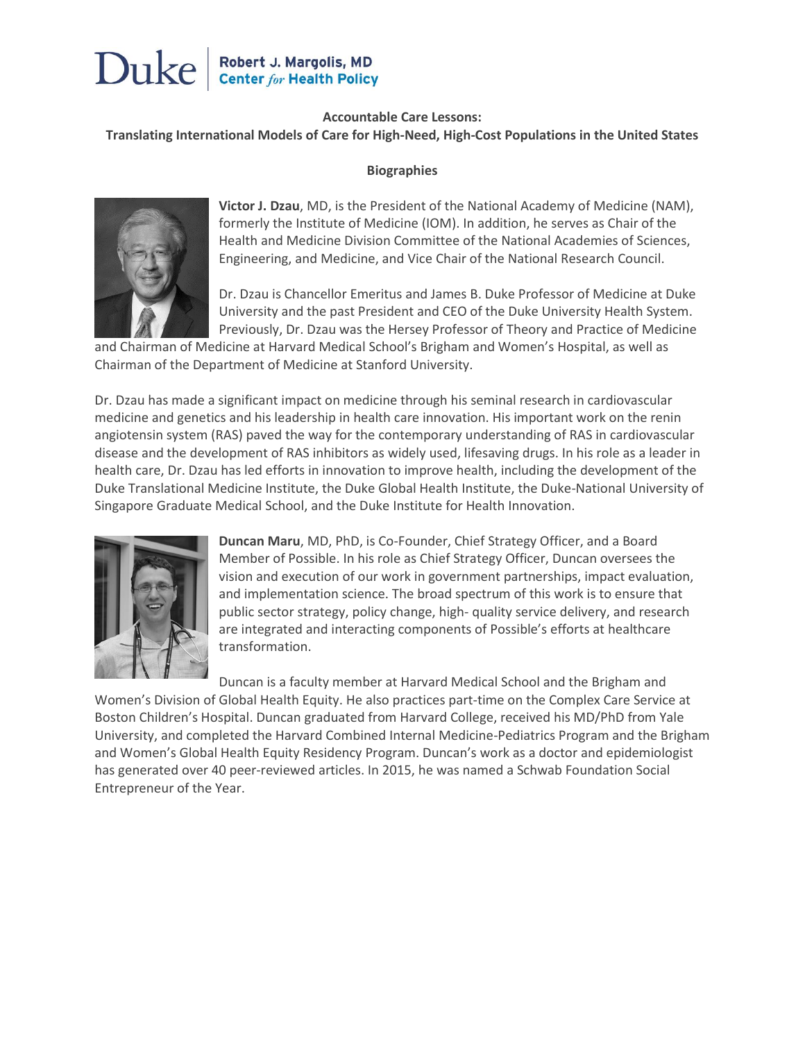Duke | Robert J. Margolis, MD Center *for* Health Policy

**Accountable Care Lessons:**
**Translating International Models of Care for High-Need, High-Cost Populations in the United States**

**Biographies**

**Victor J. Dzau**, MD, is the President of the National Academy of Medicine (NAM), formerly the Institute of Medicine (IOM). In addition, he serves as Chair of the Health and Medicine Division Committee of the National Academies of Sciences, Engineering, and Medicine, and Vice Chair of the National Research Council.

Dr. Dzau is Chancellor Emeritus and James B. Duke Professor of Medicine at Duke University and the past President and CEO of the Duke University Health System. Previously, Dr. Dzau was the Hersey Professor of Theory and Practice of Medicine and Chairman of Medicine at Harvard Medical School's Brigham and Women's Hospital, as well as Chairman of the Department of Medicine at Stanford University.

Dr. Dzau has made a significant impact on medicine through his seminal research in cardiovascular medicine and genetics and his leadership in health care innovation. His important work on the renin angiotensin system (RAS) paved the way for the contemporary understanding of RAS in cardiovascular disease and the development of RAS inhibitors as widely used, lifesaving drugs. In his role as a leader in health care, Dr. Dzau has led efforts in innovation to improve health, including the development of the Duke Translational Medicine Institute, the Duke Global Health Institute, the Duke-National University of Singapore Graduate Medical School, and the Duke Institute for Health Innovation.

**Duncan Maru**, MD, PhD, is Co-Founder, Chief Strategy Officer, and a Board Member of Possible. In his role as Chief Strategy Officer, Duncan oversees the vision and execution of our work in government partnerships, impact evaluation, and implementation science. The broad spectrum of this work is to ensure that public sector strategy, policy change, high- quality service delivery, and research are integrated and interacting components of Possible's efforts at healthcare transformation.

Duncan is a faculty member at Harvard Medical School and the Brigham and Women's Division of Global Health Equity. He also practices part-time on the Complex Care Service at Boston Children's Hospital. Duncan graduated from Harvard College, received his MD/PhD from Yale University, and completed the Harvard Combined Internal Medicine-Pediatrics Program and the Brigham and Women's Global Health Equity Residency Program. Duncan's work as a doctor and epidemiologist has generated over 40 peer-reviewed articles. In 2015, he was named a Schwab Foundation Social Entrepreneur of the Year.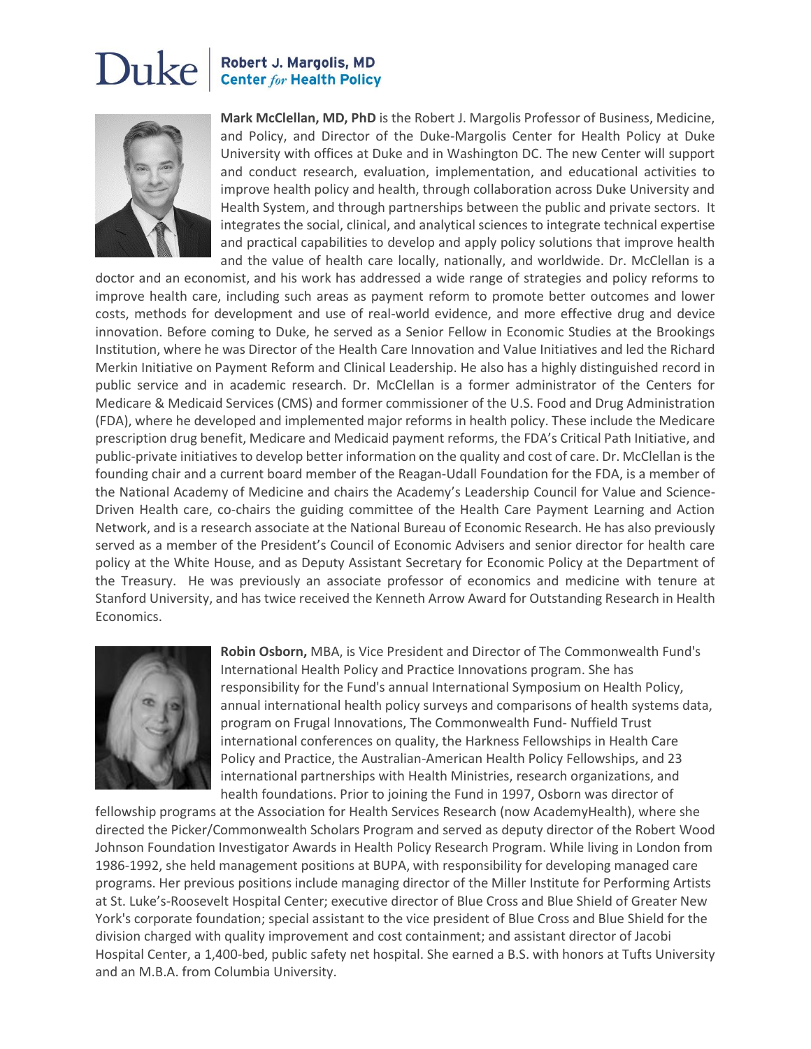**Mark McClellan, MD, PhD** is the Robert J. Margolis Professor of Business, Medicine, and Policy, and Director of the Duke-Margolis Center for Health Policy at Duke University with offices at Duke and in Washington DC. The new Center will support and conduct research, evaluation, implementation, and educational activities to improve health policy and health, through collaboration across Duke University and Health System, and through partnerships between the public and private sectors. It integrates the social, clinical, and analytical sciences to integrate technical expertise and practical capabilities to develop and apply policy solutions that improve health and the value of health care locally, nationally, and worldwide. Dr. McClellan is a doctor and an economist, and his work has addressed a wide range of strategies and policy reforms to improve health care, including such areas as payment reform to promote better outcomes and lower costs, methods for development and use of real-world evidence, and more effective drug and device innovation. Before coming to Duke, he served as a Senior Fellow in Economic Studies at the Brookings Institution, where he was Director of the Health Care Innovation and Value Initiatives and led the Richard Merkin Initiative on Payment Reform and Clinical Leadership. He also has a highly distinguished record in public service and in academic research. Dr. McClellan is a former administrator of the Centers for Medicare & Medicaid Services (CMS) and former commissioner of the U.S. Food and Drug Administration (FDA), where he developed and implemented major reforms in health policy. These include the Medicare prescription drug benefit, Medicare and Medicaid payment reforms, the FDA's Critical Path Initiative, and public-private initiatives to develop better information on the quality and cost of care. Dr. McClellan is the founding chair and a current board member of the Reagan-Udall Foundation for the FDA, is a member of the National Academy of Medicine and chairs the Academy's Leadership Council for Value and Science-Driven Health care, co-chairs the guiding committee of the Health Care Payment Learning and Action Network, and is a research associate at the National Bureau of Economic Research. He has also previously served as a member of the President's Council of Economic Advisers and senior director for health care policy at the White House, and as Deputy Assistant Secretary for Economic Policy at the Department of the Treasury. He was previously an associate professor of economics and medicine with tenure at Stanford University, and has twice received the Kenneth Arrow Award for Outstanding Research in Health Economics.

**Robin Osborn,** MBA, is Vice President and Director of The Commonwealth Fund's International Health Policy and Practice Innovations program. She has responsibility for the Fund's annual International Symposium on Health Policy, annual international health policy surveys and comparisons of health systems data, program on Frugal Innovations, The Commonwealth Fund- Nuffield Trust international conferences on quality, the Harkness Fellowships in Health Care Policy and Practice, the Australian-American Health Policy Fellowships, and 23 international partnerships with Health Ministries, research organizations, and health foundations. Prior to joining the Fund in 1997, Osborn was director of fellowship programs at the Association for Health Services Research (now AcademyHealth), where she directed the Picker/Commonwealth Scholars Program and served as deputy director of the Robert Wood Johnson Foundation Investigator Awards in Health Policy Research Program. While living in London from 1986-1992, she held management positions at BUPA, with responsibility for developing managed care programs. Her previous positions include managing director of the Miller Institute for Performing Artists at St. Luke's-Roosevelt Hospital Center; executive director of Blue Cross and Blue Shield of Greater New York's corporate foundation; special assistant to the vice president of Blue Cross and Blue Shield for the division charged with quality improvement and cost containment; and assistant director of Jacobi Hospital Center, a 1,400-bed, public safety net hospital. She earned a B.S. with honors at Tufts University and an M.B.A. from Columbia University.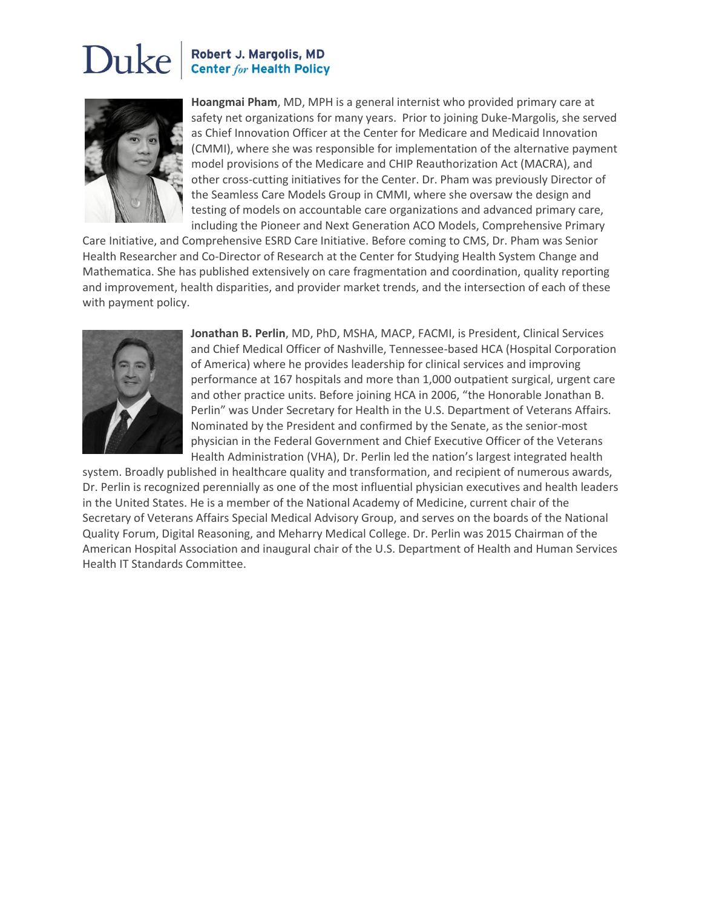**Hoangmai Pham**, MD, MPH is a general internist who provided primary care at safety net organizations for many years. Prior to joining Duke-Margolis, she served as Chief Innovation Officer at the Center for Medicare and Medicaid Innovation (CMMI), where she was responsible for implementation of the alternative payment model provisions of the Medicare and CHIP Reauthorization Act (MACRA), and other cross-cutting initiatives for the Center. Dr. Pham was previously Director of the Seamless Care Models Group in CMMI, where she oversaw the design and testing of models on accountable care organizations and advanced primary care, including the Pioneer and Next Generation ACO Models, Comprehensive Primary Care Initiative, and Comprehensive ESRD Care Initiative. Before coming to CMS, Dr. Pham was Senior Health Researcher and Co-Director of Research at the Center for Studying Health System Change and Mathematica. She has published extensively on care fragmentation and coordination, quality reporting and improvement, health disparities, and provider market trends, and the intersection of each of these with payment policy.

**Jonathan B. Perlin**, MD, PhD, MSHA, MACP, FACMI, is President, Clinical Services and Chief Medical Officer of Nashville, Tennessee-based HCA (Hospital Corporation of America) where he provides leadership for clinical services and improving performance at 167 hospitals and more than 1,000 outpatient surgical, urgent care and other practice units. Before joining HCA in 2006, "the Honorable Jonathan B. Perlin" was Under Secretary for Health in the U.S. Department of Veterans Affairs. Nominated by the President and confirmed by the Senate, as the senior-most physician in the Federal Government and Chief Executive Officer of the Veterans Health Administration (VHA), Dr. Perlin led the nation's largest integrated health system. Broadly published in healthcare quality and transformation, and recipient of numerous awards, Dr. Perlin is recognized perennially as one of the most influential physician executives and health leaders in the United States. He is a member of the National Academy of Medicine, current chair of the Secretary of Veterans Affairs Special Medical Advisory Group, and serves on the boards of the National Quality Forum, Digital Reasoning, and Meharry Medical College. Dr. Perlin was 2015 Chairman of the American Hospital Association and inaugural chair of the U.S. Department of Health and Human Services Health IT Standards Committee.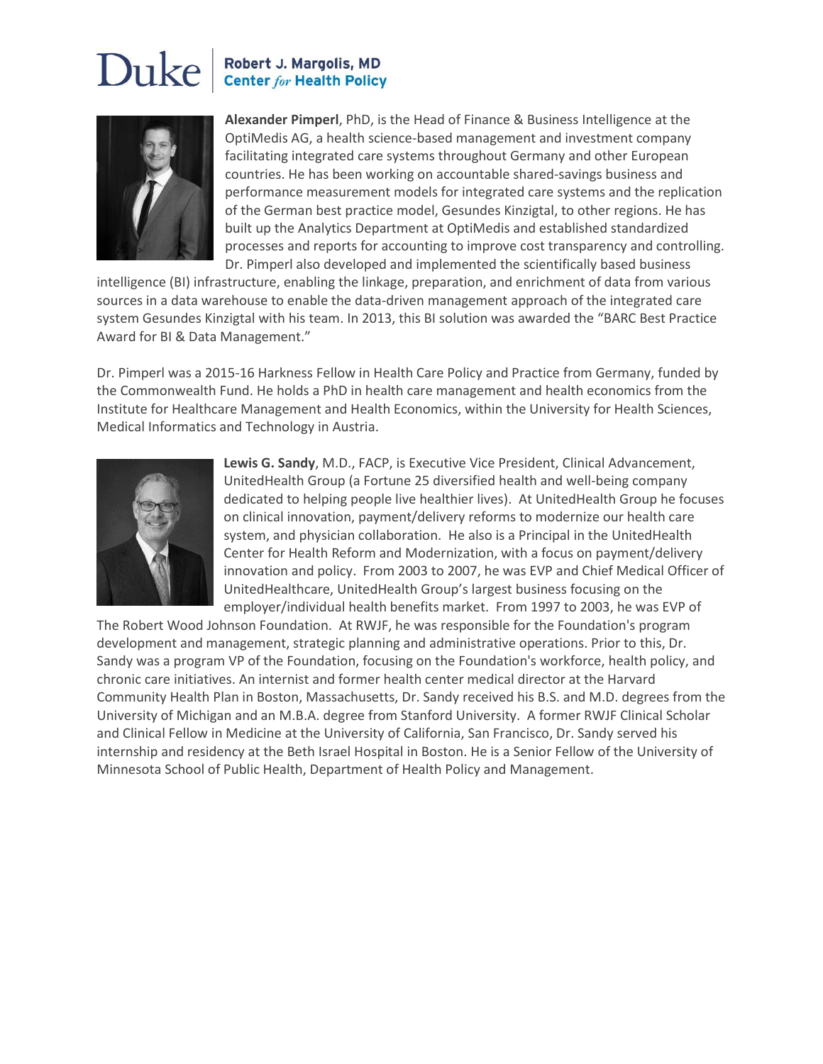**Alexander Pimperl**, PhD, is the Head of Finance & Business Intelligence at the OptiMedis AG, a health science-based management and investment company facilitating integrated care systems throughout Germany and other European countries. He has been working on accountable shared-savings business and performance measurement models for integrated care systems and the replication of the German best practice model, Gesundes Kinzigtal, to other regions. He has built up the Analytics Department at OptiMedis and established standardized processes and reports for accounting to improve cost transparency and controlling. Dr. Pimperl also developed and implemented the scientifically based business intelligence (BI) infrastructure, enabling the linkage, preparation, and enrichment of data from various sources in a data warehouse to enable the data-driven management approach of the integrated care system Gesundes Kinzigtal with his team. In 2013, this BI solution was awarded the "BARC Best Practice Award for BI & Data Management."

Dr. Pimperl was a 2015-16 Harkness Fellow in Health Care Policy and Practice from Germany, funded by the Commonwealth Fund. He holds a PhD in health care management and health economics from the Institute for Healthcare Management and Health Economics, within the University for Health Sciences, Medical Informatics and Technology in Austria.

**Lewis G. Sandy**, M.D., FACP, is Executive Vice President, Clinical Advancement, UnitedHealth Group (a Fortune 25 diversified health and well-being company dedicated to helping people live healthier lives). At UnitedHealth Group he focuses on clinical innovation, payment/delivery reforms to modernize our health care system, and physician collaboration. He also is a Principal in the UnitedHealth Center for Health Reform and Modernization, with a focus on payment/delivery innovation and policy. From 2003 to 2007, he was EVP and Chief Medical Officer of UnitedHealthcare, UnitedHealth Group's largest business focusing on the employer/individual health benefits market. From 1997 to 2003, he was EVP of The Robert Wood Johnson Foundation. At RWJF, he was responsible for the Foundation's program development and management, strategic planning and administrative operations. Prior to this, Dr. Sandy was a program VP of the Foundation, focusing on the Foundation's workforce, health policy, and chronic care initiatives. An internist and former health center medical director at the Harvard Community Health Plan in Boston, Massachusetts, Dr. Sandy received his B.S. and M.D. degrees from the University of Michigan and an M.B.A. degree from Stanford University. A former RWJF Clinical Scholar and Clinical Fellow in Medicine at the University of California, San Francisco, Dr. Sandy served his internship and residency at the Beth Israel Hospital in Boston. He is a Senior Fellow of the University of Minnesota School of Public Health, Department of Health Policy and Management.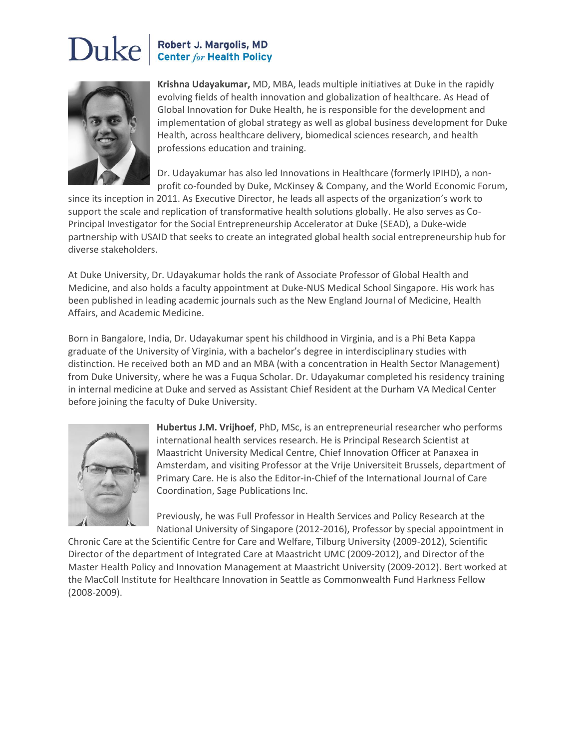**Krishna Udayakumar,** MD, MBA, leads multiple initiatives at Duke in the rapidly evolving fields of health innovation and globalization of healthcare. As Head of Global Innovation for Duke Health, he is responsible for the development and implementation of global strategy as well as global business development for Duke Health, across healthcare delivery, biomedical sciences research, and health professions education and training.

Dr. Udayakumar has also led Innovations in Healthcare (formerly IPIHD), a non-profit co-founded by Duke, McKinsey & Company, and the World Economic Forum, since its inception in 2011. As Executive Director, he leads all aspects of the organization's work to support the scale and replication of transformative health solutions globally. He also serves as Co-Principal Investigator for the Social Entrepreneurship Accelerator at Duke (SEAD), a Duke-wide partnership with USAID that seeks to create an integrated global health social entrepreneurship hub for diverse stakeholders.

At Duke University, Dr. Udayakumar holds the rank of Associate Professor of Global Health and Medicine, and also holds a faculty appointment at Duke-NUS Medical School Singapore. His work has been published in leading academic journals such as the New England Journal of Medicine, Health Affairs, and Academic Medicine.

Born in Bangalore, India, Dr. Udayakumar spent his childhood in Virginia, and is a Phi Beta Kappa graduate of the University of Virginia, with a bachelor's degree in interdisciplinary studies with distinction. He received both an MD and an MBA (with a concentration in Health Sector Management) from Duke University, where he was a Fuqua Scholar. Dr. Udayakumar completed his residency training in internal medicine at Duke and served as Assistant Chief Resident at the Durham VA Medical Center before joining the faculty of Duke University.

**Hubertus J.M. Vrijhoef**, PhD, MSc, is an entrepreneurial researcher who performs international health services research. He is Principal Research Scientist at Maastricht University Medical Centre, Chief Innovation Officer at Panaxea in Amsterdam, and visiting Professor at the Vrije Universiteit Brussels, department of Primary Care. He is also the Editor-in-Chief of the International Journal of Care Coordination, Sage Publications Inc.

Previously, he was Full Professor in Health Services and Policy Research at the National University of Singapore (2012-2016), Professor by special appointment in Chronic Care at the Scientific Centre for Care and Welfare, Tilburg University (2009-2012), Scientific Director of the department of Integrated Care at Maastricht UMC (2009-2012), and Director of the Master Health Policy and Innovation Management at Maastricht University (2009-2012). Bert worked at the MacColl Institute for Healthcare Innovation in Seattle as Commonwealth Fund Harkness Fellow (2008-2009).